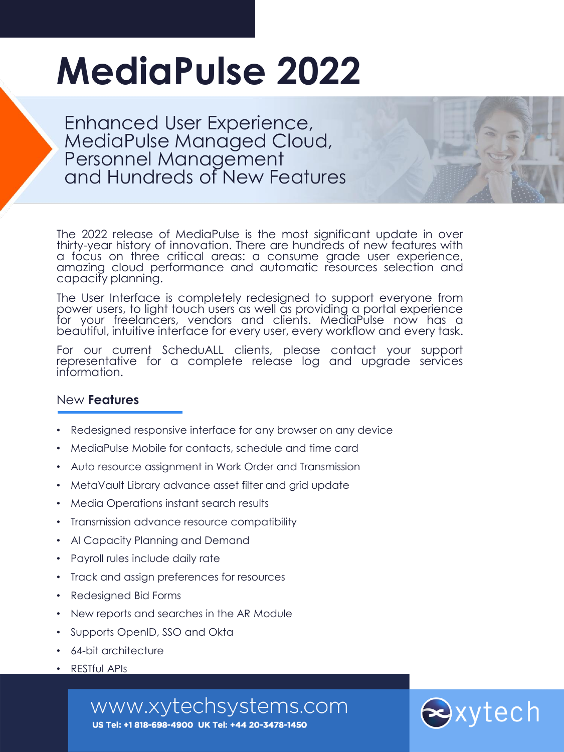# MediaPulse 2022

## Enhanced User Experience, MediaPulse Managed Cloud, Personnel Management and Hundreds of New Features

The 2022 release of MediaPulse is the most significant update in over thirty-year history of innovation. There are hundreds of new features with a focus on three critical areas: a consume grade user experience, amazing cloud performance and automatic resources selection and capacity planning.

The User Interface is completely redesigned to support everyone from power users, to light touch users as well as providing a portal experience for your freelancers, vendors and clients. MediaPulse now has a beautiful, intuitive interface for every user, every workflow and every task.

For our current ScheduALL clients, please contact your support representative for a complete release log and upgrade services information.

### New **Features**

- Redesigned responsive interface for any browser on any device
- MediaPulse Mobile for contacts, schedule and time card
- Auto resource assignment in Work Order and Transmission
- MetaVault Library advance asset filter and grid update
- Media Operations instant search results
- Transmission advance resource compatibility
- AI Capacity Planning and Demand
- Payroll rules include daily rate
- Track and assign preferences for resources
- Redesigned Bid Forms
- New reports and searches in the AR Module
- Supports OpenID, SSO and Okta
- 64-bit architecture
- RESTful APIs

www.xytechsystems.com

**US Tel: +1 818-698-4900 UK Tel: +44 20-3478-1450**

xytech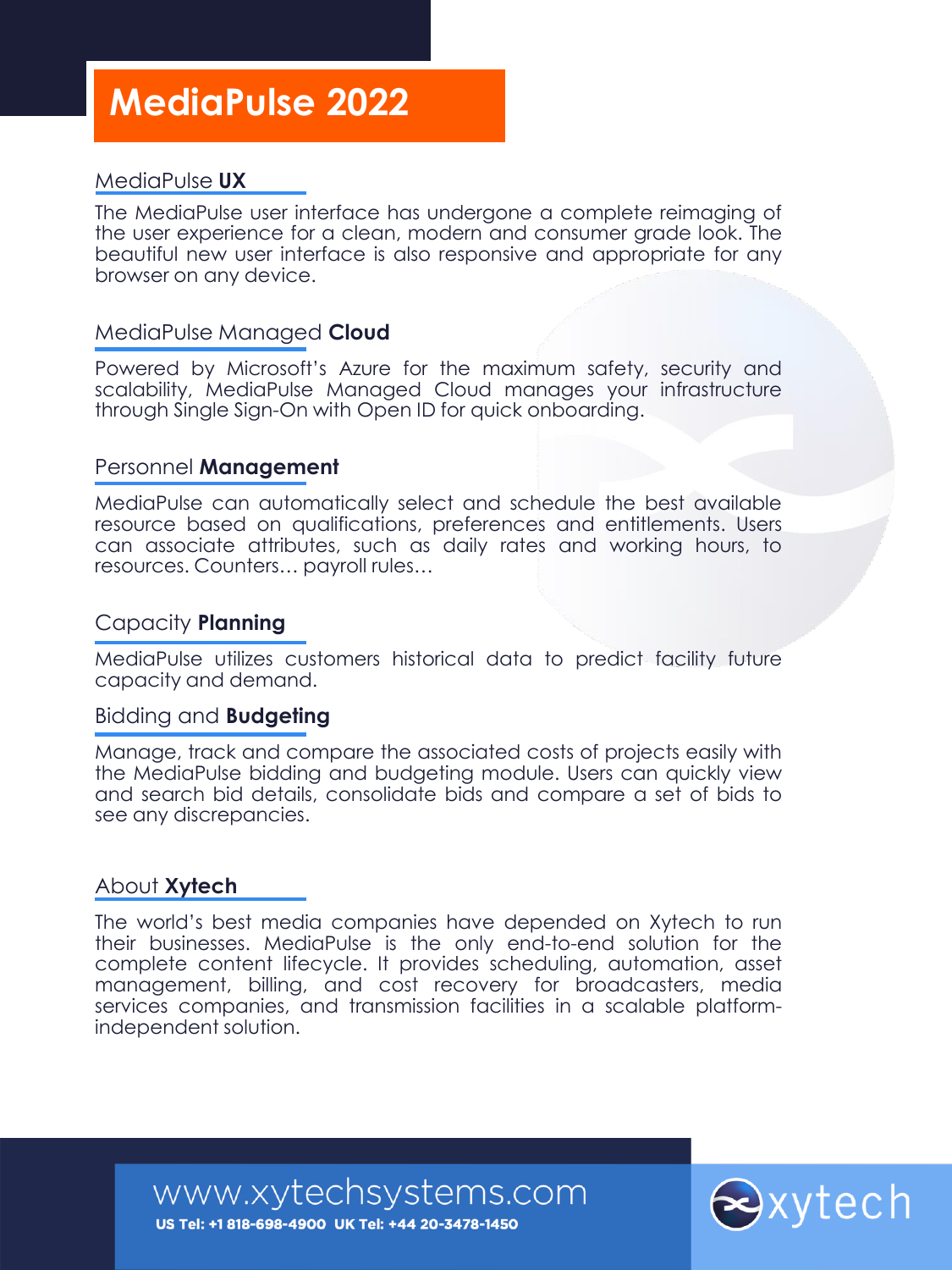# MediaPulse 2022

## MediaPulse **UX**

The MediaPulse user interface has undergone a complete reimaging of the user experience for a clean, modern and consumer grade look. The beautiful new user interface is also responsive and appropriate for any browser on any device.

## MediaPulse Managed **Cloud**

Powered by Microsoft's Azure for the maximum safety, security and scalability, MediaPulse Managed Cloud manages your infrastructure through Single Sign-On with Open ID for quick onboarding.

## Personnel **Management**

MediaPulse can automatically select and schedule the best available resource based on qualifications, preferences and entitlements. Users can associate attributes, such as daily rates and working hours, to resources. Counters… payroll rules…

## Capacity **Planning**

MediaPulse utilizes customers historical data to predict facility future capacity and demand.

## Bidding and **Budgeting**

Manage, track and compare the associated costs of projects easily with the MediaPulse bidding and budgeting module. Users can quickly view and search bid details, consolidate bids and compare a set of bids to see any discrepancies.

## About **Xytech**

The world's best media companies have depended on Xytech to run their businesses. MediaPulse is the only end-to-end solution for the complete content lifecycle. It provides scheduling, automation, asset management, billing, and cost recovery for broadcasters, media services companies, and transmission facilities in a scalable platform-independent solution.

www.xytechsystems.com

**US Tel: +1 818-698-4900 UK Tel: +44 20-3478-1450**

xytech